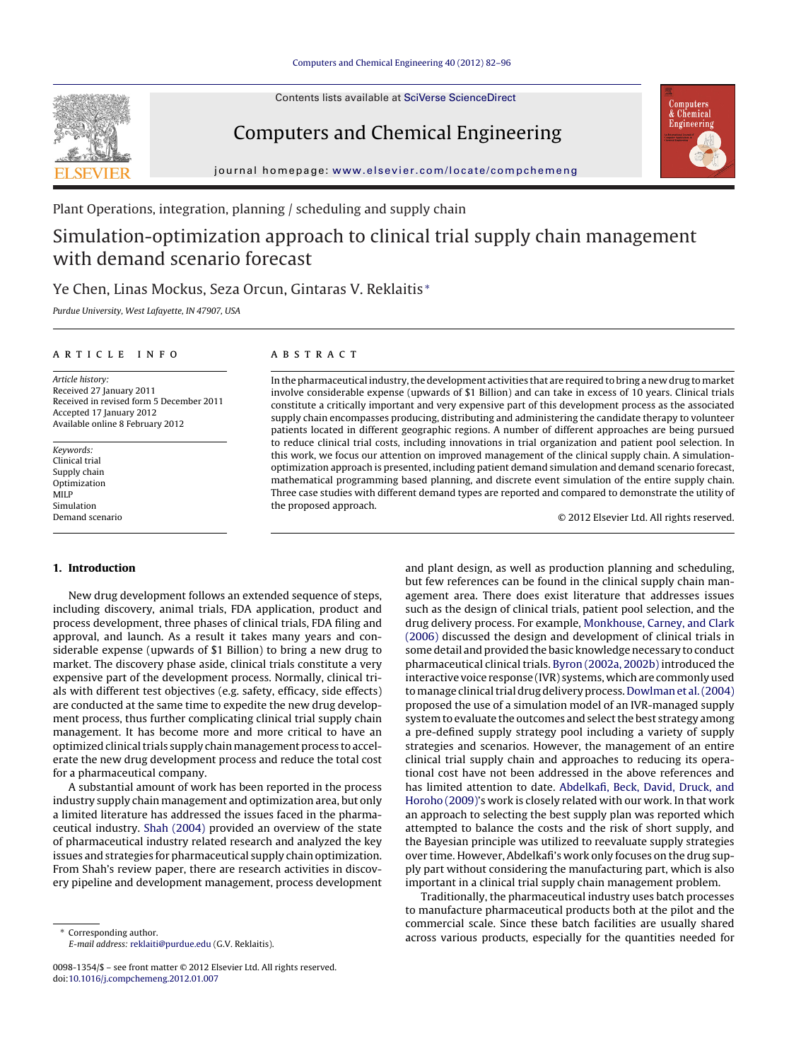Plant Operations, integration, planning / scheduling and supply chain

# Simulation-optimization approach to clinical trial supply chain management with demand scenario forecast

Ye Chen, Linas Mockus, Seza Orcun, Gintaras V. Reklaitis*

*Purdue University, West Lafayette, IN 47907, USA*

## ARTICLE INFO

*Article history:*
Received 27 January 2011
Received in revised form 5 December 2011
Accepted 17 January 2012
Available online 8 February 2012

*Keywords:*
Clinical trial
Supply chain
Optimization
MILP
Simulation
Demand scenario

## ABSTRACT

In the pharmaceutical industry, the development activities that are required to bring a new drug to market involve considerable expense (upwards of $1 Billion) and can take in excess of 10 years. Clinical trials constitute a critically important and very expensive part of this development process as the associated supply chain encompasses producing, distributing and administering the candidate therapy to volunteer patients located in different geographic regions. A number of different approaches are being pursued to reduce clinical trial costs, including innovations in trial organization and patient pool selection. In this work, we focus our attention on improved management of the clinical supply chain. A simulation-optimization approach is presented, including patient demand simulation and demand scenario forecast, mathematical programming based planning, and discrete event simulation of the entire supply chain. Three case studies with different demand types are reported and compared to demonstrate the utility of the proposed approach.

© 2012 Elsevier Ltd. All rights reserved.

## 1. Introduction

New drug development follows an extended sequence of steps, including discovery, animal trials, FDA application, product and process development, three phases of clinical trials, FDA filing and approval, and launch. As a result it takes many years and considerable expense (upwards of $1 Billion) to bring a new drug to market. The discovery phase aside, clinical trials constitute a very expensive part of the development process. Normally, clinical trials with different test objectives (e.g. safety, efficacy, side effects) are conducted at the same time to expedite the new drug development process, thus further complicating clinical trial supply chain management. It has become more and more critical to have an optimized clinical trials supply chain management process to accelerate the new drug development process and reduce the total cost for a pharmaceutical company.

A substantial amount of work has been reported in the process industry supply chain management and optimization area, but only a limited literature has addressed the issues faced in the pharmaceutical industry. Shah (2004) provided an overview of the state of pharmaceutical industry related research and analyzed the key issues and strategies for pharmaceutical supply chain optimization. From Shah's review paper, there are research activities in discovery pipeline and development management, process development and plant design, as well as production planning and scheduling, but few references can be found in the clinical supply chain management area. There does exist literature that addresses issues such as the design of clinical trials, patient pool selection, and the drug delivery process. For example, Monkhouse, Carney, and Clark (2006) discussed the design and development of clinical trials in some detail and provided the basic knowledge necessary to conduct pharmaceutical clinical trials. Byron (2002a, 2002b) introduced the interactive voice response (IVR) systems, which are commonly used to manage clinical trial drug delivery process. Dowlman et al. (2004) proposed the use of a simulation model of an IVR-managed supply system to evaluate the outcomes and select the best strategy among a pre-defined supply strategy pool including a variety of supply strategies and scenarios. However, the management of an entire clinical trial supply chain and approaches to reducing its operational cost have not been addressed in the above references and has limited attention to date. Abdelkafi, Beck, David, Druck, and Horoho (2009)'s work is closely related with our work. In that work an approach to selecting the best supply plan was reported which attempted to balance the costs and the risk of short supply, and the Bayesian principle was utilized to reevaluate supply strategies over time. However, Abdelkafi's work only focuses on the drug supply part without considering the manufacturing part, which is also important in a clinical trial supply chain management problem.

Traditionally, the pharmaceutical industry uses batch processes to manufacture pharmaceutical products both at the pilot and the commercial scale. Since these batch facilities are usually shared across various products, especially for the quantities needed for

* Corresponding author.
E-mail address: reklaiti@purdue.edu (G.V. Reklaitis).

0098-1354/$ – see front matter © 2012 Elsevier Ltd. All rights reserved.
doi:10.1016/j.compchemeng.2012.01.007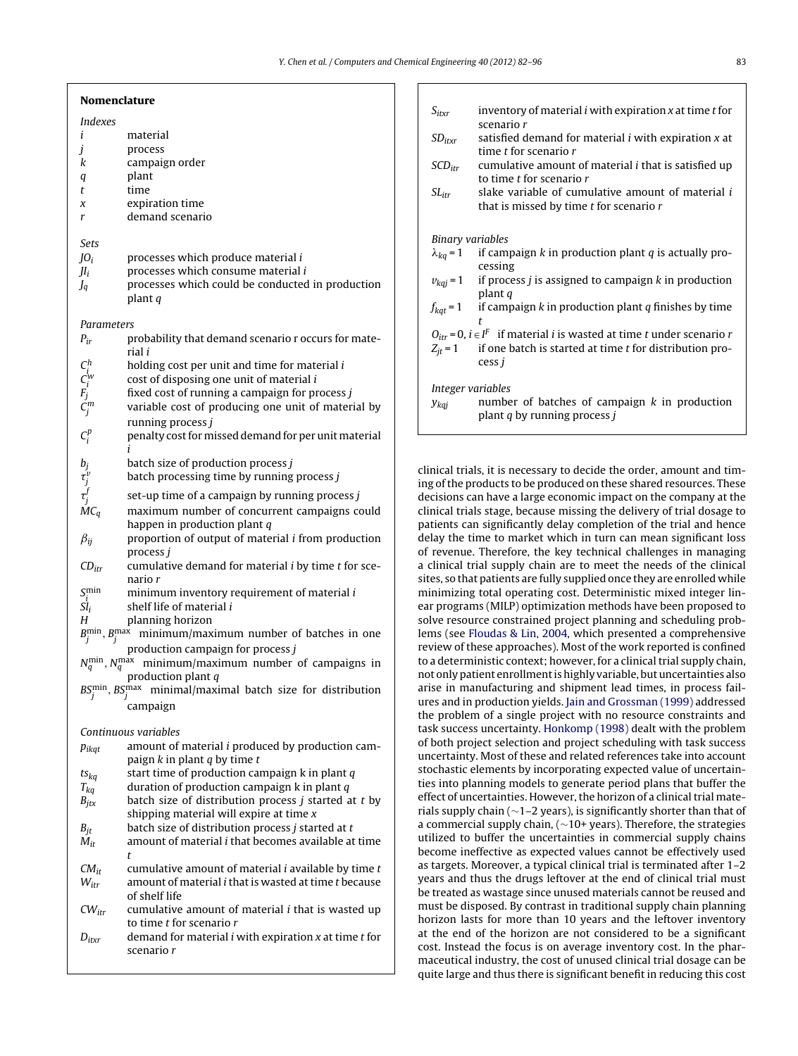## Nomenclature

### Indexes

| | |
|---|---|
| $i$ | material |
| $j$ | process |
| $k$ | campaign order |
| $q$ | plant |
| $t$ | time |
| $x$ | expiration time |
| $r$ | demand scenario |

### Sets

| | |
|---|---|
| $JO_i$ | processes which produce material $i$ |
| $JI_i$ | processes which consume material $i$ |
| $J_q$ | processes which could be conducted in production plant $q$ |

### Parameters

| | |
|---|---|
| $P_{ir}$ | probability that demand scenario r occurs for material $i$ |
| $C_i^h$ | holding cost per unit and time for material $i$ |
| $C_i^w$ | cost of disposing one unit of material $i$ |
| $F_j$ | fixed cost of running a campaign for process $j$ |
| $C_j^m$ | variable cost of producing one unit of material by running process $j$ |
| $C_i^p$ | penalty cost for missed demand for per unit material $i$ |
| $b_j$ | batch size of production process $j$ |
| $\tau_j^v$ | batch processing time by running process $j$ |
| $\tau_j^f$ | set-up time of a campaign by running process $j$ |
| $MC_q$ | maximum number of concurrent campaigns could happen in production plant $q$ |
| $\beta_{ij}$ | proportion of output of material $i$ from production process $j$ |
| $CD_{itr}$ | cumulative demand for material $i$ by time $t$ for scenario $r$ |
| $S_i^{\min}$ | minimum inventory requirement of material $i$ |
| $Sl_i$ | shelf life of material $i$ |
| $H$ | planning horizon |
| $B_j^{\min}, B_j^{\max}$ | minimum/maximum number of batches in one production campaign for process $j$ |
| $N_q^{\min}, N_q^{\max}$ | minimum/maximum number of campaigns in production plant $q$ |
| $BS_j^{\min}, BS_j^{\max}$ | minimal/maximal batch size for distribution campaign |

### Continuous variables

| | |
|---|---|
| $p_{ikqt}$ | amount of material $i$ produced by production campaign $k$ in plant $q$ by time $t$ |
| $ts_{kq}$ | start time of production campaign k in plant $q$ |
| $T_{kq}$ | duration of production campaign k in plant $q$ |
| $B_{jtx}$ | batch size of distribution process $j$ started at $t$ by shipping material will expire at time $x$ |
| $B_{jt}$ | batch size of distribution process $j$ started at $t$ |
| $M_{it}$ | amount of material $i$ that becomes available at time $t$ |
| $CM_{it}$ | cumulative amount of material $i$ available by time $t$ |
| $W_{itr}$ | amount of material $i$ that is wasted at time $t$ because of shelf life |
| $CW_{itr}$ | cumulative amount of material $i$ that is wasted up to time $t$ for scenario $r$ |
| $D_{itxr}$ | demand for material $i$ with expiration $x$ at time $t$ for scenario $r$ |
| $S_{itxr}$ | inventory of material $i$ with expiration $x$ at time $t$ for scenario $r$ |
| $SD_{itxr}$ | satisfied demand for material $i$ with expiration $x$ at time $t$ for scenario $r$ |
| $SCD_{itr}$ | cumulative amount of material $i$ that is satisfied up to time $t$ for scenario $r$ |
| $SL_{itr}$ | slake variable of cumulative amount of material $i$ that is missed by time $t$ for scenario $r$ |

### Binary variables

| | |
|---|---|
| $\lambda_{kq} = 1$ | if campaign $k$ in production plant $q$ is actually processing |
| $\upsilon_{kqj} = 1$ | if process $j$ is assigned to campaign $k$ in production plant $q$ |
| $f_{kqt} = 1$ | if campaign $k$ in production plant $q$ finishes by time $t$ |
| $O_{itr} = 0, i \in I^F$ | if material $i$ is wasted at time $t$ under scenario $r$ |
| $Z_{jt} = 1$ | if one batch is started at time $t$ for distribution process $j$ |

### Integer variables

| | |
|---|---|
| $y_{kqj}$ | number of batches of campaign $k$ in production plant $q$ by running process $j$ |

clinical trials, it is necessary to decide the order, amount and timing of the products to be produced on these shared resources. These decisions can have a large economic impact on the company at the clinical trials stage, because missing the delivery of trial dosage to patients can significantly delay completion of the trial and hence delay the time to market which in turn can mean significant loss of revenue. Therefore, the key technical challenges in managing a clinical trial supply chain are to meet the needs of the clinical sites, so that patients are fully supplied once they are enrolled while minimizing total operating cost. Deterministic mixed integer linear programs (MILP) optimization methods have been proposed to solve resource constrained project planning and scheduling problems (see Floudas & Lin, 2004, which presented a comprehensive review of these approaches). Most of the work reported is confined to a deterministic context; however, for a clinical trial supply chain, not only patient enrollment is highly variable, but uncertainties also arise in manufacturing and shipment lead times, in process failures and in production yields. Jain and Grossman (1999) addressed the problem of a single project with no resource constraints and task success uncertainty. Honkomp (1998) dealt with the problem of both project selection and project scheduling with task success uncertainty. Most of these and related references take into account stochastic elements by incorporating expected value of uncertainties into planning models to generate period plans that buffer the effect of uncertainties. However, the horizon of a clinical trial materials supply chain (~1–2 years), is significantly shorter than that of a commercial supply chain, (~10+ years). Therefore, the strategies utilized to buffer the uncertainties in commercial supply chains become ineffective as expected values cannot be effectively used as targets. Moreover, a typical clinical trial is terminated after 1–2 years and thus the drugs leftover at the end of clinical trial must be treated as wastage since unused materials cannot be reused and must be disposed. By contrast in traditional supply chain planning horizon lasts for more than 10 years and the leftover inventory at the end of the horizon are not considered to be a significant cost. Instead the focus is on average inventory cost. In the pharmaceutical industry, the cost of unused clinical trial dosage can be quite large and thus there is significant benefit in reducing this cost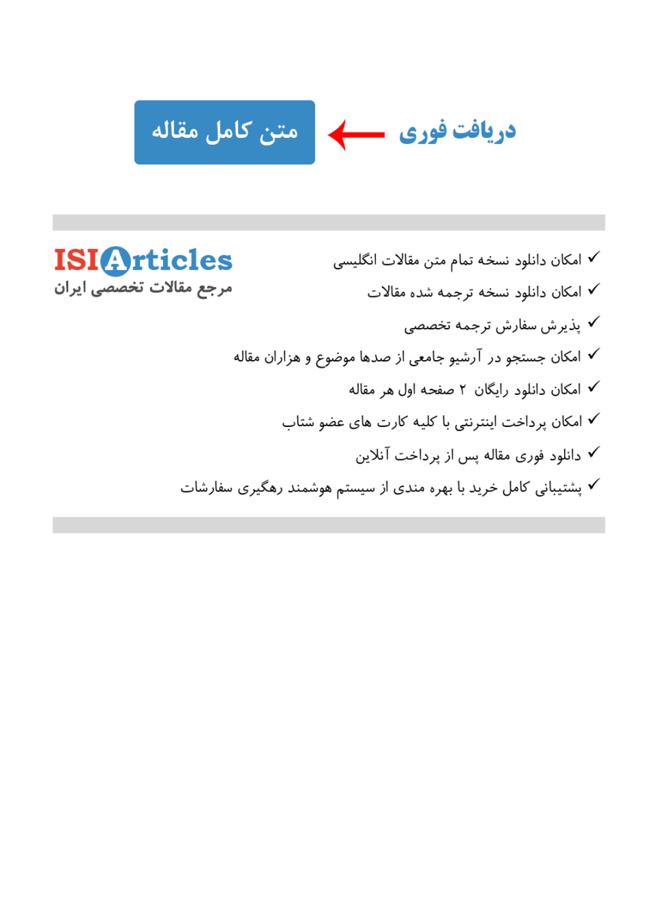دریافت فوری ← **متن کامل مقاله**

**ISIArticles**
مرجع مقالات تخصصی ایران

- ✓ امکان دانلود نسخه تمام متن مقالات انگلیسی
- ✓ امکان دانلود نسخه ترجمه شده مقالات
- ✓ پذیرش سفارش ترجمه تخصصی
- ✓ امکان جستجو در آرشیو جامعی از صدها موضوع و هزاران مقاله
- ✓ امکان دانلود رایگان ۲ صفحه اول هر مقاله
- ✓ امکان پرداخت اینترنتی با کلیه کارت های عضو شتاب
- ✓ دانلود فوری مقاله پس از پرداخت آنلاین
- ✓ پشتیبانی کامل خرید با بهره مندی از سیستم هوشمند رهگیری سفارشات